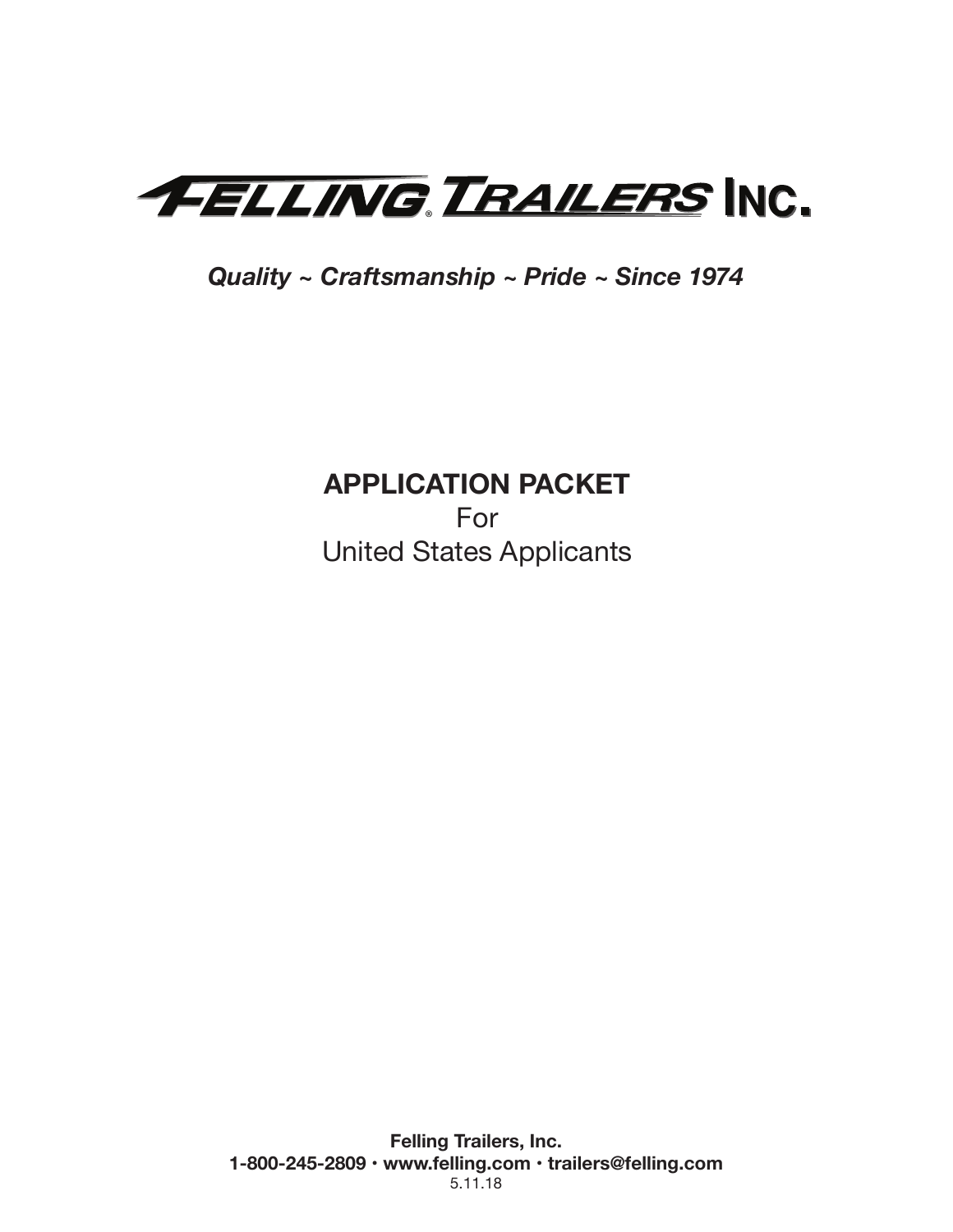# FELLING® TRAILERS INC.

*Quality ~ Craftsmanship ~ Pride ~ Since 1974*

## APPLICATION PACKET
For
United States Applicants

**Felling Trailers, Inc.**
**1-800-245-2809 • www.felling.com • trailers@felling.com**
5.11.18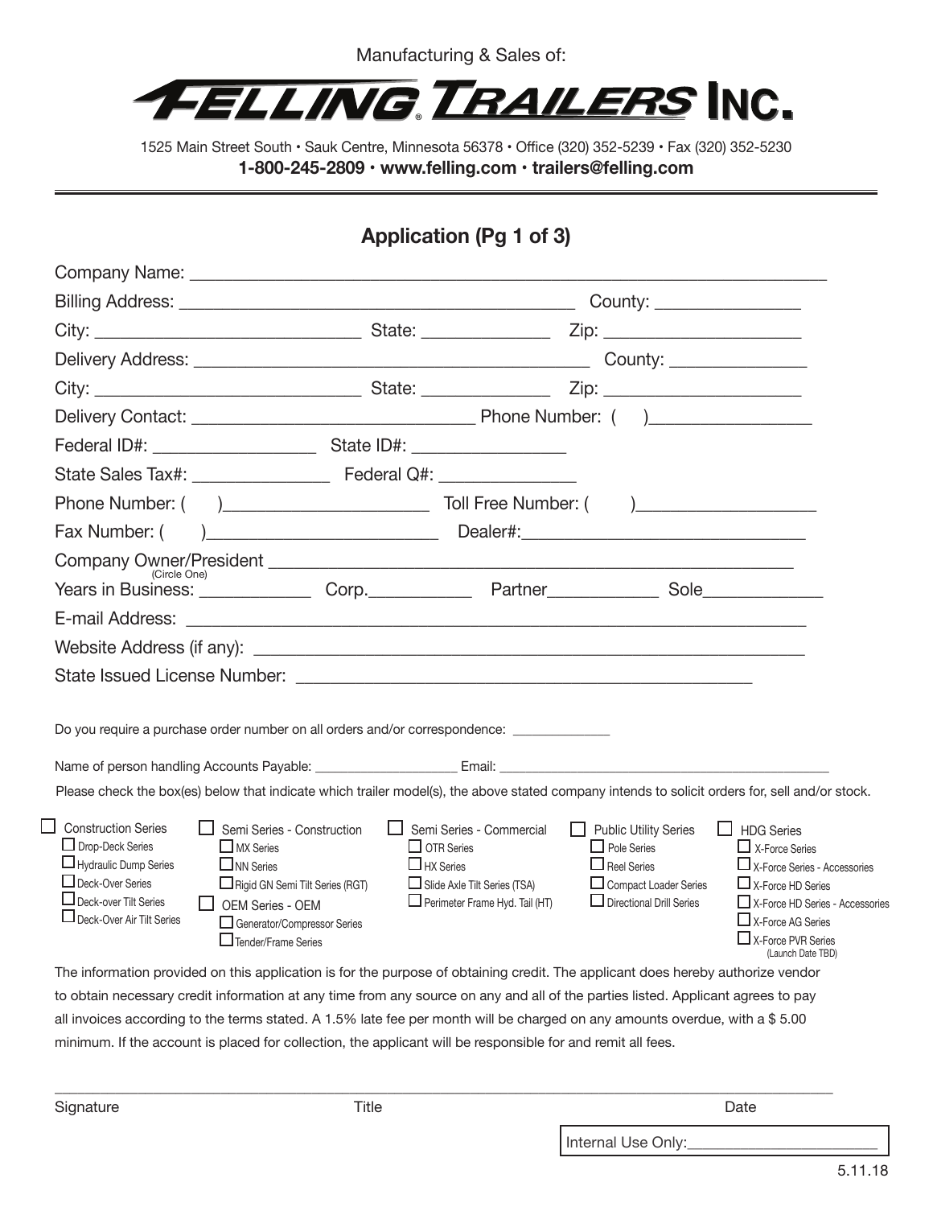Manufacturing & Sales of:

# FELLING® TRAILERS INC.

1525 Main Street South • Sauk Centre, Minnesota 56378 • Office (320) 352-5239 • Fax (320) 352-5230

**1-800-245-2809 • www.felling.com • trailers@felling.com**

## Application (Pg 1 of 3)

Company Name: ______________________________________________

Billing Address: ______________________________ County: ______________

City: ____________________ State: __________ Zip: ______________

Delivery Address: ______________________________ County: ______________

City: ____________________ State: __________ Zip: ______________

Delivery Contact: ____________________ Phone Number: (   )______________

Federal ID#: ______________ State ID#: ______________

State Sales Tax#: ______________ Federal Q#: ______________

Phone Number: (   )__________________ Toll Free Number: (   )______________

Fax Number: (   )__________________ Dealer#:______________________

Company Owner/President ______________________________________________

(Circle One)

Years in Business: __________ Corp.__________ Partner__________ Sole__________

E-mail Address: ______________________________________________

Website Address (if any): ______________________________________________

State Issued License Number: ______________________________________

Do you require a purchase order number on all orders and/or correspondence: __________

Name of person handling Accounts Payable: ________________ Email: ______________________________

Please check the box(es) below that indicate which trailer model(s), the above stated company intends to solicit orders for, sell and/or stock.

- ☐ Construction Series
  - ☐ Drop-Deck Series
  - ☐ Hydraulic Dump Series
  - ☐ Deck-Over Series
  - ☐ Deck-over Tilt Series
  - ☐ Deck-Over Air Tilt Series
- ☐ Semi Series - Construction
  - ☐ MX Series
  - ☐ NN Series
  - ☐ Rigid GN Semi Tilt Series (RGT)
- ☐ OEM Series - OEM
  - ☐ Generator/Compressor Series
  - ☐ Tender/Frame Series
- ☐ Semi Series - Commercial
  - ☐ OTR Series
  - ☐ HX Series
  - ☐ Slide Axle Tilt Series (TSA)
  - ☐ Perimeter Frame Hyd. Tail (HT)
- ☐ Public Utility Series
  - ☐ Pole Series
  - ☐ Reel Series
  - ☐ Compact Loader Series
  - ☐ Directional Drill Series
- ☐ HDG Series
  - ☐ X-Force Series
  - ☐ X-Force Series - Accessories
  - ☐ X-Force HD Series
  - ☐ X-Force HD Series - Accessories
  - ☐ X-Force AG Series
  - ☐ X-Force PVR Series (Launch Date TBD)

The information provided on this application is for the purpose of obtaining credit. The applicant does hereby authorize vendor to obtain necessary credit information at any time from any source on any and all of the parties listed. Applicant agrees to pay all invoices according to the terms stated. A 1.5% late fee per month will be charged on any amounts overdue, with a $ 5.00 minimum. If the account is placed for collection, the applicant will be responsible for and remit all fees.

______________________________________________

Signature    Title    Date

Internal Use Only:____________________

5.11.18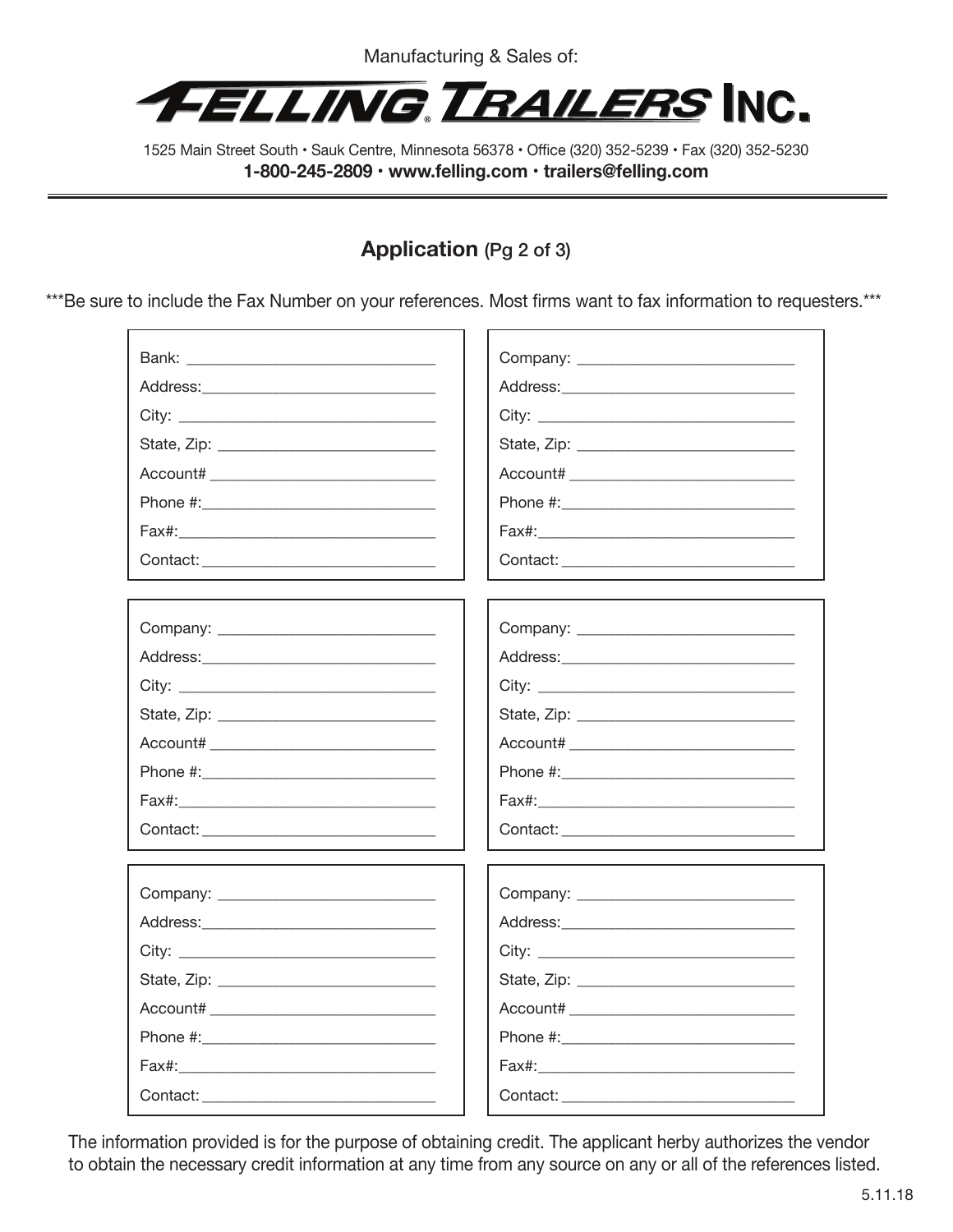Manufacturing & Sales of:

# FELLING TRAILERS INC.

1525 Main Street South • Sauk Centre, Minnesota 56378 • Office (320) 352-5239 • Fax (320) 352-5230

**1-800-245-2809 • www.felling.com • trailers@felling.com**

## Application (Pg 2 of 3)

***Be sure to include the Fax Number on your references. Most firms want to fax information to requesters.***

Bank: ______________________________
Address:____________________________
City: _______________________________
State, Zip: __________________________
Account# ___________________________
Phone #:____________________________
Fax#:_______________________________
Contact: ____________________________

Company: ___________________________
Address:____________________________
City: _______________________________
State, Zip: __________________________
Account# ___________________________
Phone #:____________________________
Fax#:_______________________________
Contact: ____________________________

Company: ___________________________
Address:____________________________
City: _______________________________
State, Zip: __________________________
Account# ___________________________
Phone #:____________________________
Fax#:_______________________________
Contact: ____________________________

Company: ___________________________
Address:____________________________
City: _______________________________
State, Zip: __________________________
Account# ___________________________
Phone #:____________________________
Fax#:_______________________________
Contact: ____________________________

Company: ___________________________
Address:____________________________
City: _______________________________
State, Zip: __________________________
Account# ___________________________
Phone #:____________________________
Fax#:_______________________________
Contact: ____________________________

Company: ___________________________
Address:____________________________
City: _______________________________
State, Zip: __________________________
Account# ___________________________
Phone #:____________________________
Fax#:_______________________________
Contact: ____________________________

The information provided is for the purpose of obtaining credit. The applicant herby authorizes the vendor to obtain the necessary credit information at any time from any source on any or all of the references listed.

5.11.18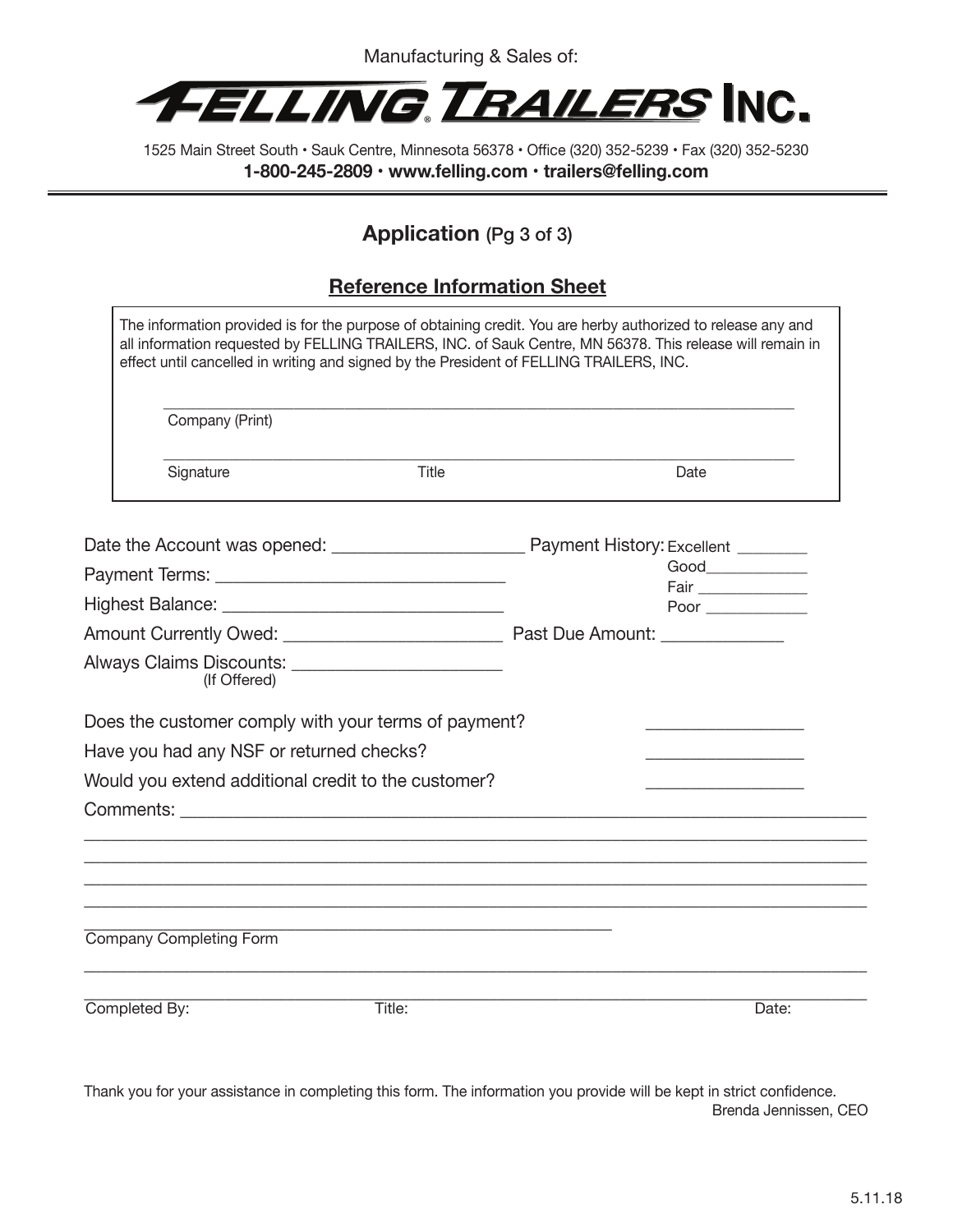Manufacturing & Sales of:

# FELLING® TRAILERS INC.

1525 Main Street South • Sauk Centre, Minnesota 56378 • Office (320) 352-5239 • Fax (320) 352-5230

**1-800-245-2809 • www.felling.com • trailers@felling.com**

---

## Application (Pg 3 of 3)

### Reference Information Sheet

The information provided is for the purpose of obtaining credit. You are herby authorized to release any and all information requested by FELLING TRAILERS, INC. of Sauk Centre, MN 56378. This release will remain in effect until cancelled in writing and signed by the President of FELLING TRAILERS, INC.

______________________________________________________________________
Company (Print)

______________________________________________________________________
Signature Title Date

Date the Account was opened: ____________________ Payment History: Excellent ________

Payment Terms: ______________________________ Good____________

Highest Balance: _____________________________ Fair _____________

Poor ____________

Amount Currently Owed: ______________________ Past Due Amount: _____________

Always Claims Discounts: _____________________
(If Offered)

Does the customer comply with your terms of payment? ________________

Have you had any NSF or returned checks? ________________

Would you extend additional credit to the customer? ________________

Comments: ________________________________________________________________________

__________________________________________________________________________________

__________________________________________________________________________________

__________________________________________________________________________________

__________________________________________________________________________________

__________________________________________________________
Company Completing Form

__________________________________________________________________________________

__________________________________________________________________________________
Completed By: Title: Date:

Thank you for your assistance in completing this form. The information you provide will be kept in strict confidence.

Brenda Jennissen, CEO

5.11.18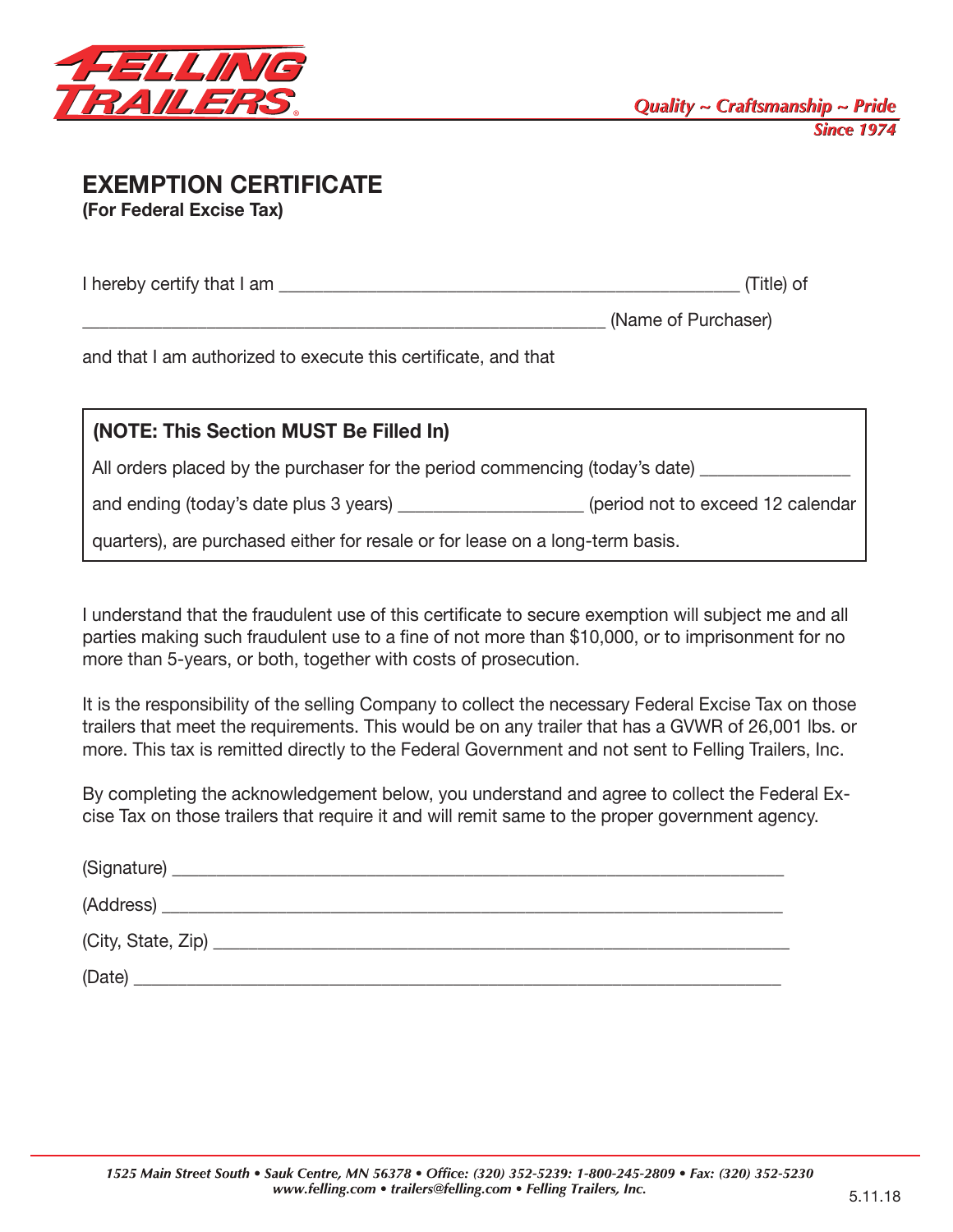FELLING TRAILERS®

*Quality ~ Craftsmanship ~ Pride*
*Since 1974*

# EXEMPTION CERTIFICATE

**(For Federal Excise Tax)**

I hereby certify that I am ___________________________________________________ (Title) of

_________________________________________________________ (Name of Purchaser)

and that I am authorized to execute this certificate, and that

**(NOTE: This Section MUST Be Filled In)**

All orders placed by the purchaser for the period commencing (today's date) _______________

and ending (today's date plus 3 years) ___________________ (period not to exceed 12 calendar quarters), are purchased either for resale or for lease on a long-term basis.

I understand that the fraudulent use of this certificate to secure exemption will subject me and all parties making such fraudulent use to a fine of not more than $10,000, or to imprisonment for no more than 5-years, or both, together with costs of prosecution.

It is the responsibility of the selling Company to collect the necessary Federal Excise Tax on those trailers that meet the requirements. This would be on any trailer that has a GVWR of 26,001 lbs. or more. This tax is remitted directly to the Federal Government and not sent to Felling Trailers, Inc.

By completing the acknowledgement below, you understand and agree to collect the Federal Excise Tax on those trailers that require it and will remit same to the proper government agency.

(Signature) _________________________________________________________________

(Address) __________________________________________________________________

(City, State, Zip) ____________________________________________________________

(Date) _____________________________________________________________________

*1525 Main Street South • Sauk Centre, MN 56378 • Office: (320) 352-5239: 1-800-245-2809 • Fax: (320) 352-5230*
*www.felling.com • trailers@felling.com • Felling Trailers, Inc.*

5.11.18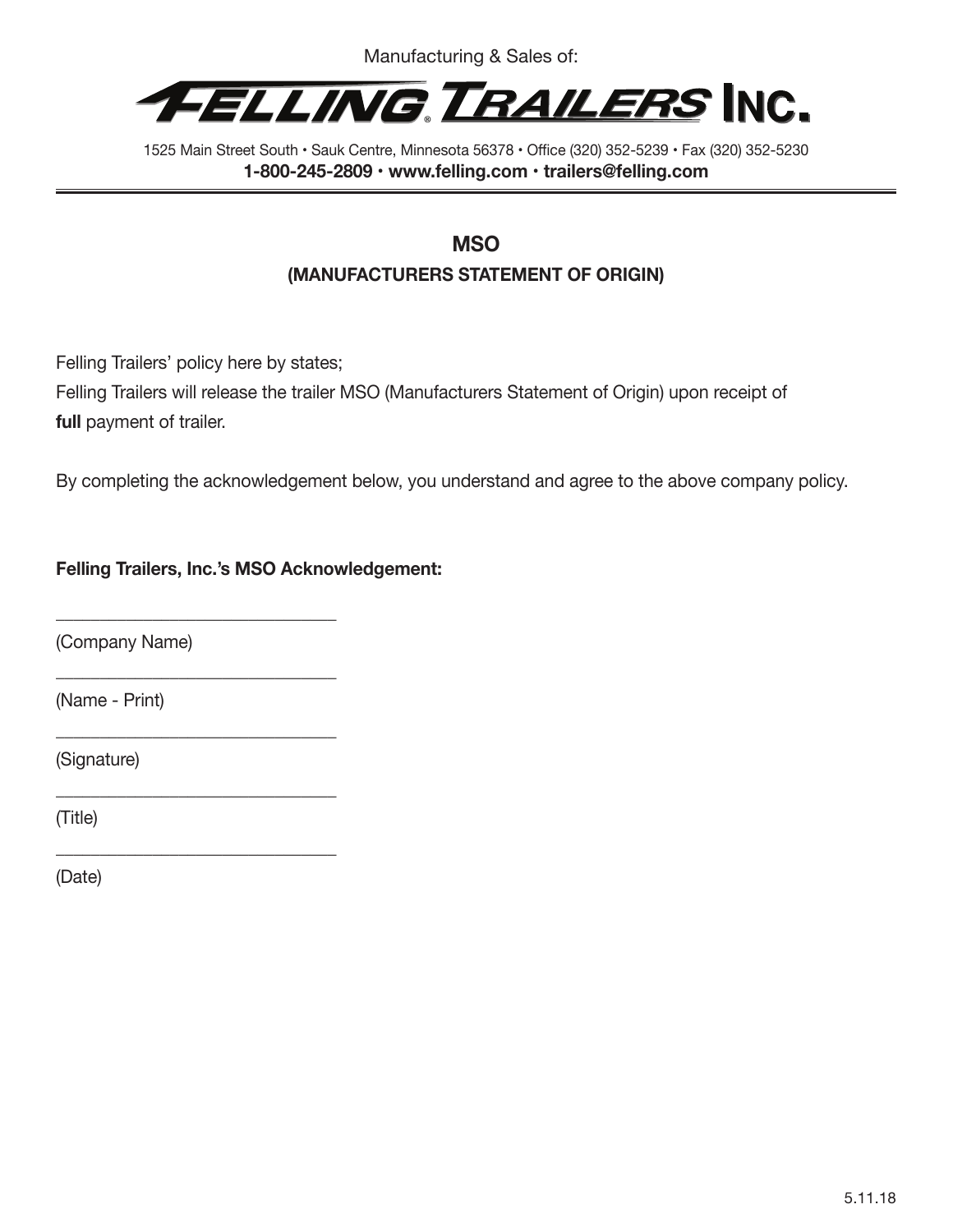Manufacturing & Sales of:

# FELLING TRAILERS INC.

1525 Main Street South • Sauk Centre, Minnesota 56378 • Office (320) 352-5239 • Fax (320) 352-5230

**1-800-245-2809 • www.felling.com • trailers@felling.com**

## MSO

### (MANUFACTURERS STATEMENT OF ORIGIN)

Felling Trailers' policy here by states;

Felling Trailers will release the trailer MSO (Manufacturers Statement of Origin) upon receipt of **full** payment of trailer.

By completing the acknowledgement below, you understand and agree to the above company policy.

**Felling Trailers, Inc.'s MSO Acknowledgement:**

______________________________

(Company Name)

______________________________

(Name - Print)

______________________________

(Signature)

______________________________

(Title)

______________________________

(Date)

5.11.18